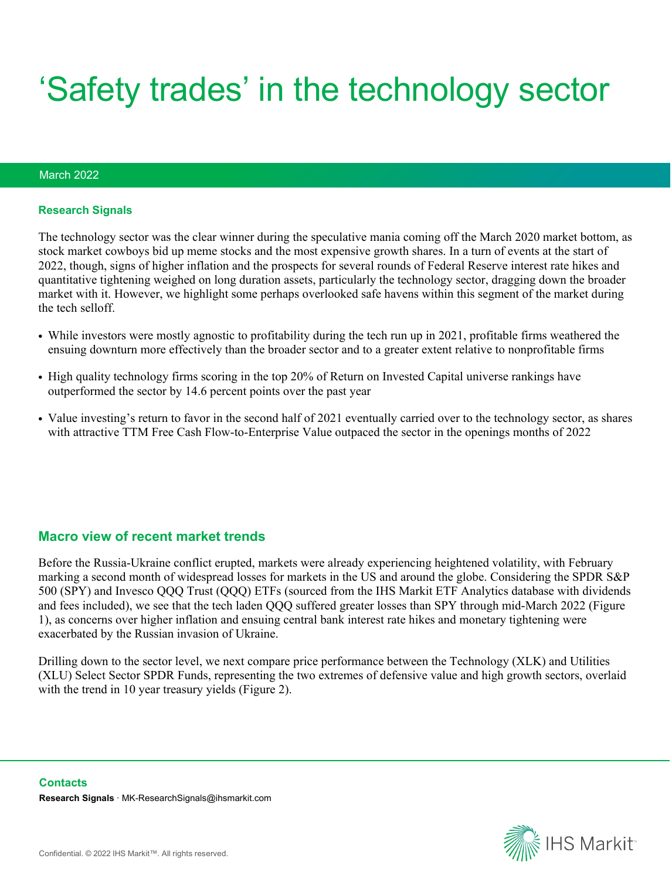# ‘Safety trades’ in the technology sector

March 2022

### Research Signals

The technology sector was the clear winner during the speculative mania coming off the March 2020 market bottom, as stock market cowboys bid up meme stocks and the most expensive growth shares. In a turn of events at the start of 2022, though, signs of higher inflation and the prospects for several rounds of Federal Reserve interest rate hikes and quantitative tightening weighed on long duration assets, particularly the technology sector, dragging down the broader market with it. However, we highlight some perhaps overlooked safe havens within this segment of the market during the tech selloff.

- While investors were mostly agnostic to profitability during the tech run up in 2021, profitable firms weathered the ensuing downturn more effectively than the broader sector and to a greater extent relative to nonprofitable firms
- High quality technology firms scoring in the top 20% of Return on Invested Capital universe rankings have outperformed the sector by 14.6 percent points over the past year
- Value investing’s return to favor in the second half of 2021 eventually carried over to the technology sector, as shares with attractive TTM Free Cash Flow-to-Enterprise Value outpaced the sector in the openings months of 2022

## Macro view of recent market trends

Before the Russia-Ukraine conflict erupted, markets were already experiencing heightened volatility, with February marking a second month of widespread losses for markets in the US and around the globe. Considering the SPDR S&P 500 (SPY) and Invesco QQQ Trust (QQQ) ETFs (sourced from the IHS Markit ETF Analytics database with dividends and fees included), we see that the tech laden QQQ suffered greater losses than SPY through mid-March 2022 (Figure 1), as concerns over higher inflation and ensuing central bank interest rate hikes and monetary tightening were exacerbated by the Russian invasion of Ukraine.

Drilling down to the sector level, we next compare price performance between the Technology (XLK) and Utilities (XLU) Select Sector SPDR Funds, representing the two extremes of defensive value and high growth sectors, overlaid with the trend in 10 year treasury yields (Figure 2).

### Contacts

**Research Signals** · MK-ResearchSignals@ihsmarkit.com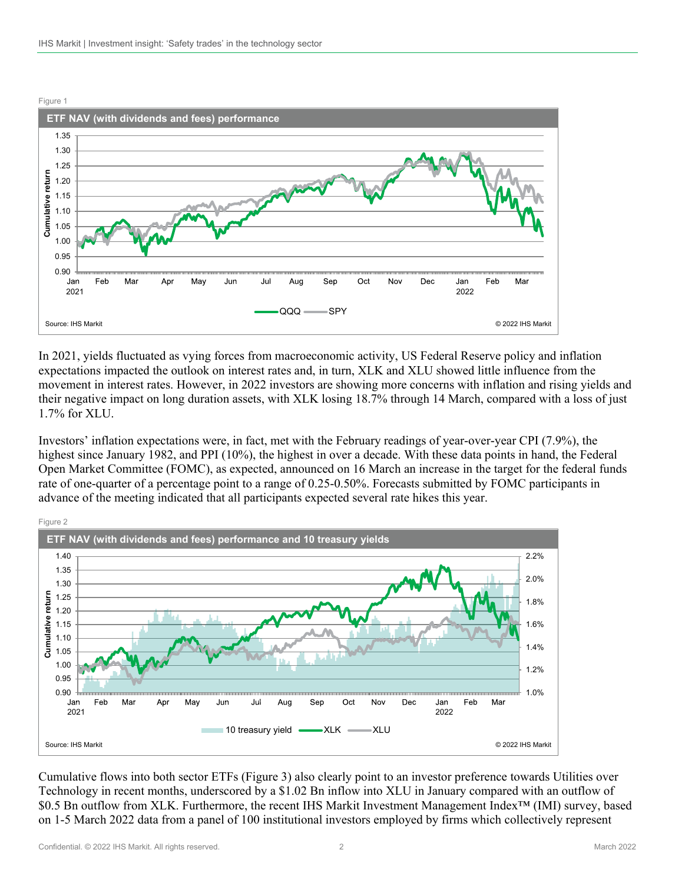Figure 1

**ETF NAV (with dividends and fees) performance**

Source: IHS Markit © 2022 IHS Markit

In 2021, yields fluctuated as vying forces from macroeconomic activity, US Federal Reserve policy and inflation expectations impacted the outlook on interest rates and, in turn, XLK and XLU showed little influence from the movement in interest rates. However, in 2022 investors are showing more concerns with inflation and rising yields and their negative impact on long duration assets, with XLK losing 18.7% through 14 March, compared with a loss of just 1.7% for XLU.

Investors' inflation expectations were, in fact, met with the February readings of year-over-year CPI (7.9%), the highest since January 1982, and PPI (10%), the highest in over a decade. With these data points in hand, the Federal Open Market Committee (FOMC), as expected, announced on 16 March an increase in the target for the federal funds rate of one-quarter of a percentage point to a range of 0.25-0.50%. Forecasts submitted by FOMC participants in advance of the meeting indicated that all participants expected several rate hikes this year.

Figure 2

**ETF NAV (with dividends and fees) performance and 10 treasury yields**

Source: IHS Markit © 2022 IHS Markit

Cumulative flows into both sector ETFs (Figure 3) also clearly point to an investor preference towards Utilities over Technology in recent months, underscored by a $1.02 Bn inflow into XLU in January compared with an outflow of $0.5 Bn outflow from XLK. Furthermore, the recent IHS Markit Investment Management Index™ (IMI) survey, based on 1-5 March 2022 data from a panel of 100 institutional investors employed by firms which collectively represent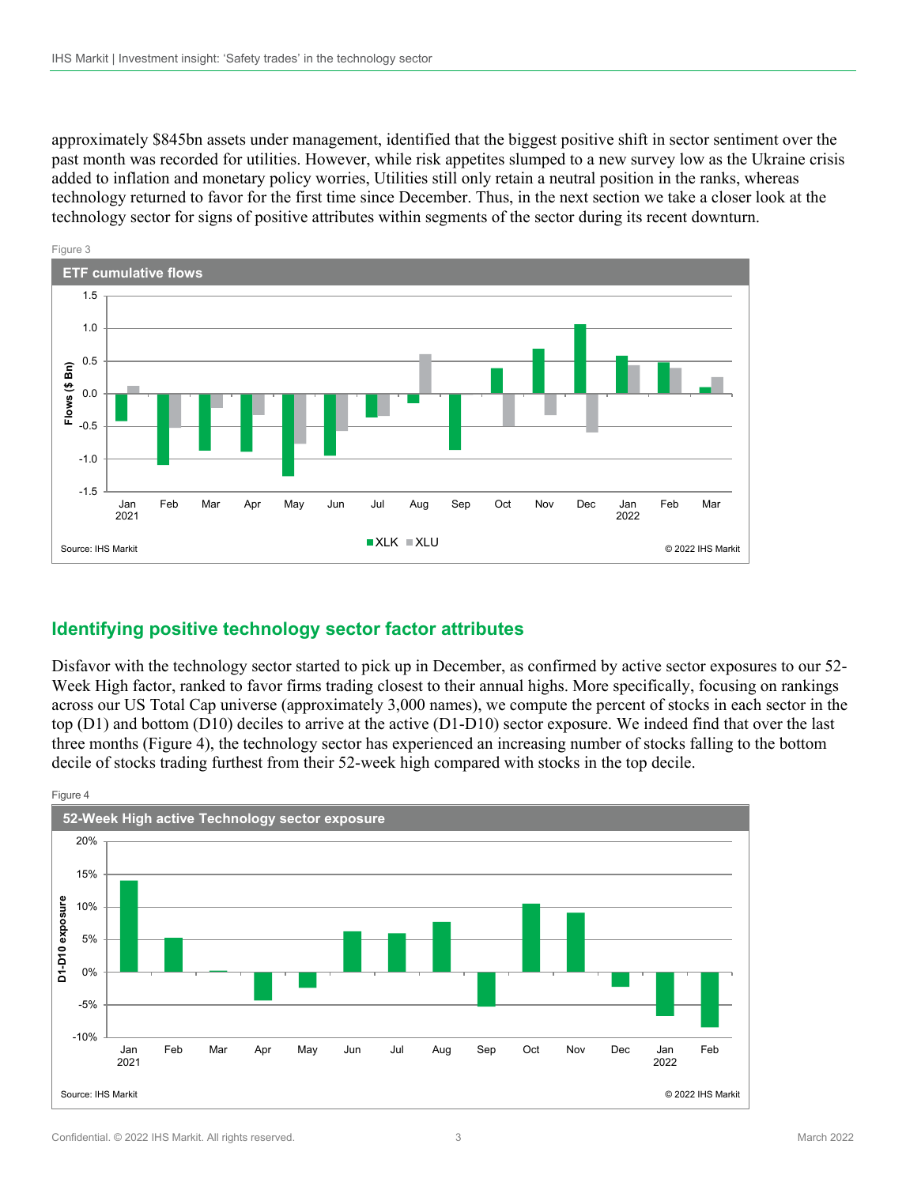approximately $845bn assets under management, identified that the biggest positive shift in sector sentiment over the past month was recorded for utilities. However, while risk appetites slumped to a new survey low as the Ukraine crisis added to inflation and monetary policy worries, Utilities still only retain a neutral position in the ranks, whereas technology returned to favor for the first time since December. Thus, in the next section we take a closer look at the technology sector for signs of positive attributes within segments of the sector during its recent downturn.

Figure 3

**ETF cumulative flows**

Source: IHS Markit © 2022 IHS Markit

## Identifying positive technology sector factor attributes

Disfavor with the technology sector started to pick up in December, as confirmed by active sector exposures to our 52-Week High factor, ranked to favor firms trading closest to their annual highs. More specifically, focusing on rankings across our US Total Cap universe (approximately 3,000 names), we compute the percent of stocks in each sector in the top (D1) and bottom (D10) deciles to arrive at the active (D1-D10) sector exposure. We indeed find that over the last three months (Figure 4), the technology sector has experienced an increasing number of stocks falling to the bottom decile of stocks trading furthest from their 52-week high compared with stocks in the top decile.

Figure 4

**52-Week High active Technology sector exposure**

Source: IHS Markit © 2022 IHS Markit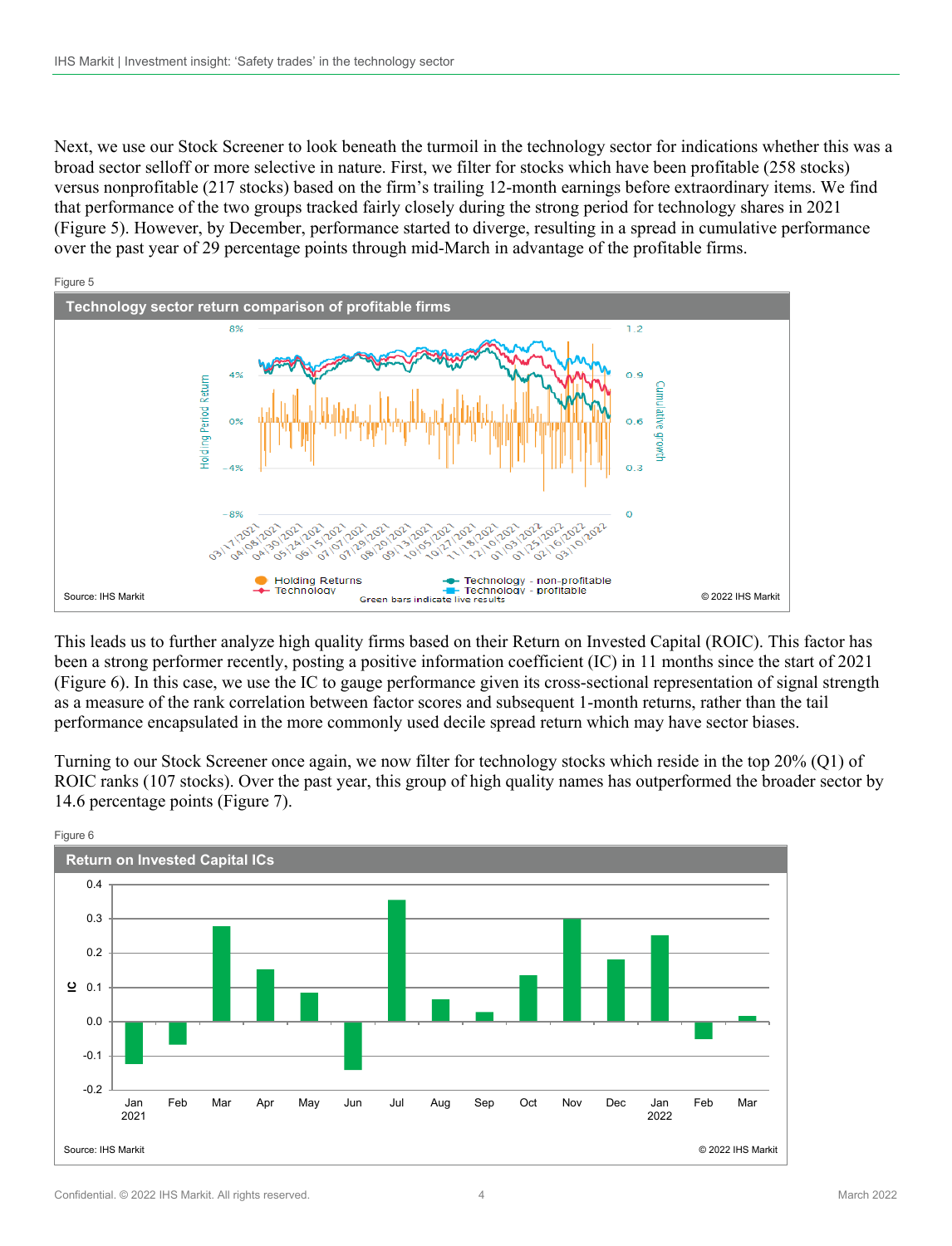Next, we use our Stock Screener to look beneath the turmoil in the technology sector for indications whether this was a broad sector selloff or more selective in nature. First, we filter for stocks which have been profitable (258 stocks) versus nonprofitable (217 stocks) based on the firm's trailing 12-month earnings before extraordinary items. We find that performance of the two groups tracked fairly closely during the strong period for technology shares in 2021 (Figure 5). However, by December, performance started to diverge, resulting in a spread in cumulative performance over the past year of 29 percentage points through mid-March in advantage of the profitable firms.

Figure 5

**Technology sector return comparison of profitable firms**

Source: IHS Markit

© 2022 IHS Markit

This leads us to further analyze high quality firms based on their Return on Invested Capital (ROIC). This factor has been a strong performer recently, posting a positive information coefficient (IC) in 11 months since the start of 2021 (Figure 6). In this case, we use the IC to gauge performance given its cross-sectional representation of signal strength as a measure of the rank correlation between factor scores and subsequent 1-month returns, rather than the tail performance encapsulated in the more commonly used decile spread return which may have sector biases.

Turning to our Stock Screener once again, we now filter for technology stocks which reside in the top 20% (Q1) of ROIC ranks (107 stocks). Over the past year, this group of high quality names has outperformed the broader sector by 14.6 percentage points (Figure 7).

Figure 6

**Return on Invested Capital ICs**

Source: IHS Markit

© 2022 IHS Markit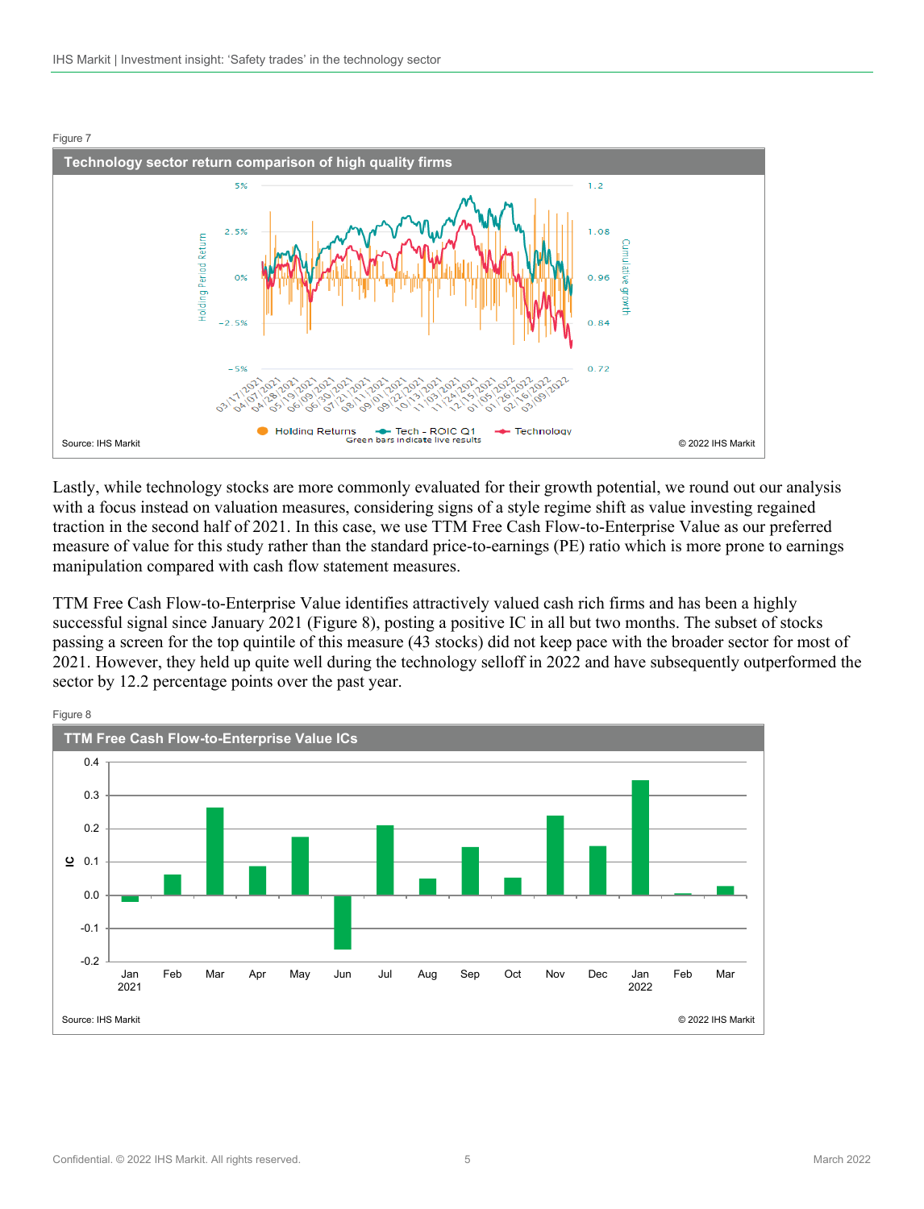Figure 7

**Technology sector return comparison of high quality firms**

Source: IHS Markit

© 2022 IHS Markit

Lastly, while technology stocks are more commonly evaluated for their growth potential, we round out our analysis with a focus instead on valuation measures, considering signs of a style regime shift as value investing regained traction in the second half of 2021. In this case, we use TTM Free Cash Flow-to-Enterprise Value as our preferred measure of value for this study rather than the standard price-to-earnings (PE) ratio which is more prone to earnings manipulation compared with cash flow statement measures.

TTM Free Cash Flow-to-Enterprise Value identifies attractively valued cash rich firms and has been a highly successful signal since January 2021 (Figure 8), posting a positive IC in all but two months. The subset of stocks passing a screen for the top quintile of this measure (43 stocks) did not keep pace with the broader sector for most of 2021. However, they held up quite well during the technology selloff in 2022 and have subsequently outperformed the sector by 12.2 percentage points over the past year.

Figure 8

**TTM Free Cash Flow-to-Enterprise Value ICs**

Source: IHS Markit

© 2022 IHS Markit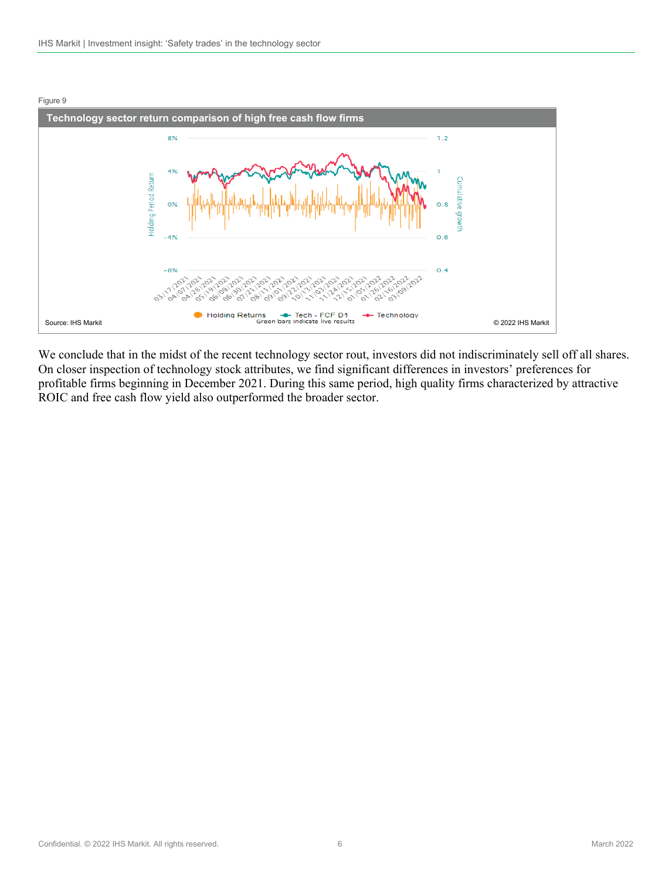Figure 9

**Technology sector return comparison of high free cash flow firms**

Source: IHS Markit

© 2022 IHS Markit

We conclude that in the midst of the recent technology sector rout, investors did not indiscriminately sell off all shares. On closer inspection of technology stock attributes, we find significant differences in investors' preferences for profitable firms beginning in December 2021. During this same period, high quality firms characterized by attractive ROIC and free cash flow yield also outperformed the broader sector.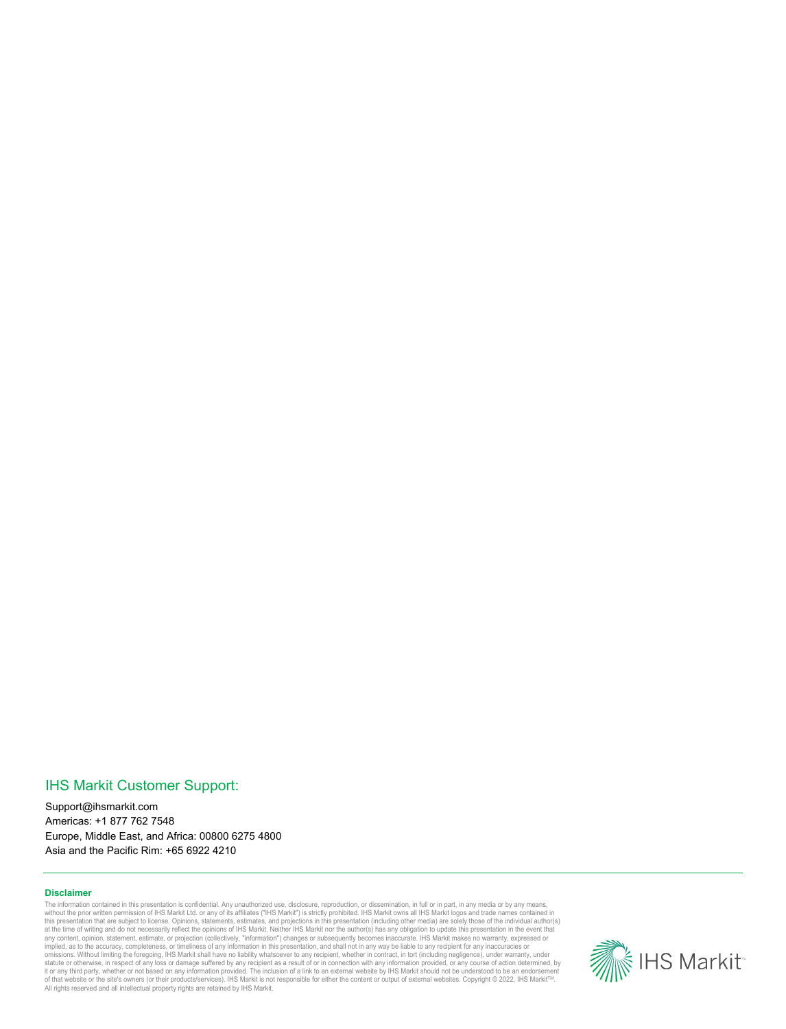## IHS Markit Customer Support:

Support@ihsmarkit.com
Americas: +1 877 762 7548
Europe, Middle East, and Africa: 00800 6275 4800
Asia and the Pacific Rim: +65 6922 4210

---

**Disclaimer**

The information contained in this presentation is confidential. Any unauthorized use, disclosure, reproduction, or dissemination, in full or in part, in any media or by any means, without the prior written permission of IHS Markit Ltd. or any of its affiliates ("IHS Markit") is strictly prohibited. IHS Markit owns all IHS Markit logos and trade names contained in this presentation that are subject to license. Opinions, statements, estimates, and projections in this presentation (including other media) are solely those of the individual author(s) at the time of writing and do not necessarily reflect the opinions of IHS Markit. Neither IHS Markit nor the author(s) has any obligation to update this presentation in the event that any content, opinion, statement, estimate, or projection (collectively, "information") changes or subsequently becomes inaccurate. IHS Markit makes no warranty, expressed or implied, as to the accuracy, completeness, or timeliness of any information in this presentation, and shall not in any way be liable to any recipient for any inaccuracies or omissions. Without limiting the foregoing, IHS Markit shall have no liability whatsoever to any recipient, whether in contract, in tort (including negligence), under warranty, under statute or otherwise, in respect of any loss or damage suffered by any recipient as a result of or in connection with any information provided, or any course of action determined, by it or any third party, whether or not based on any information provided. The inclusion of a link to an external website by IHS Markit should not be understood to be an endorsement of that website or the site's owners (or their products/services). IHS Markit is not responsible for either the content or output of external websites. Copyright © 2022, IHS Markit™. All rights reserved and all intellectual property rights are retained by IHS Markit.

IHS Markit